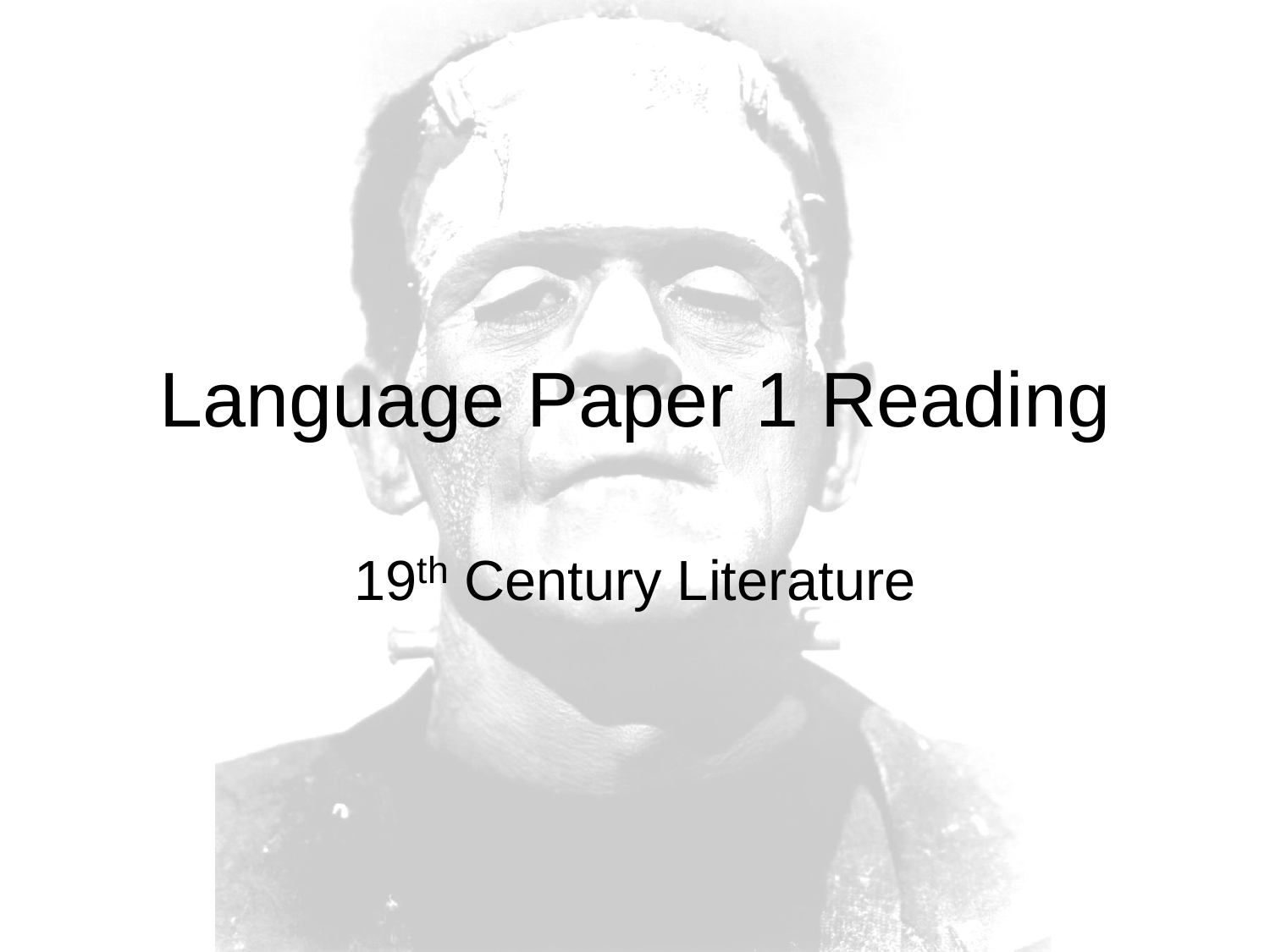# Language Paper 1 Reading

19th Century Literature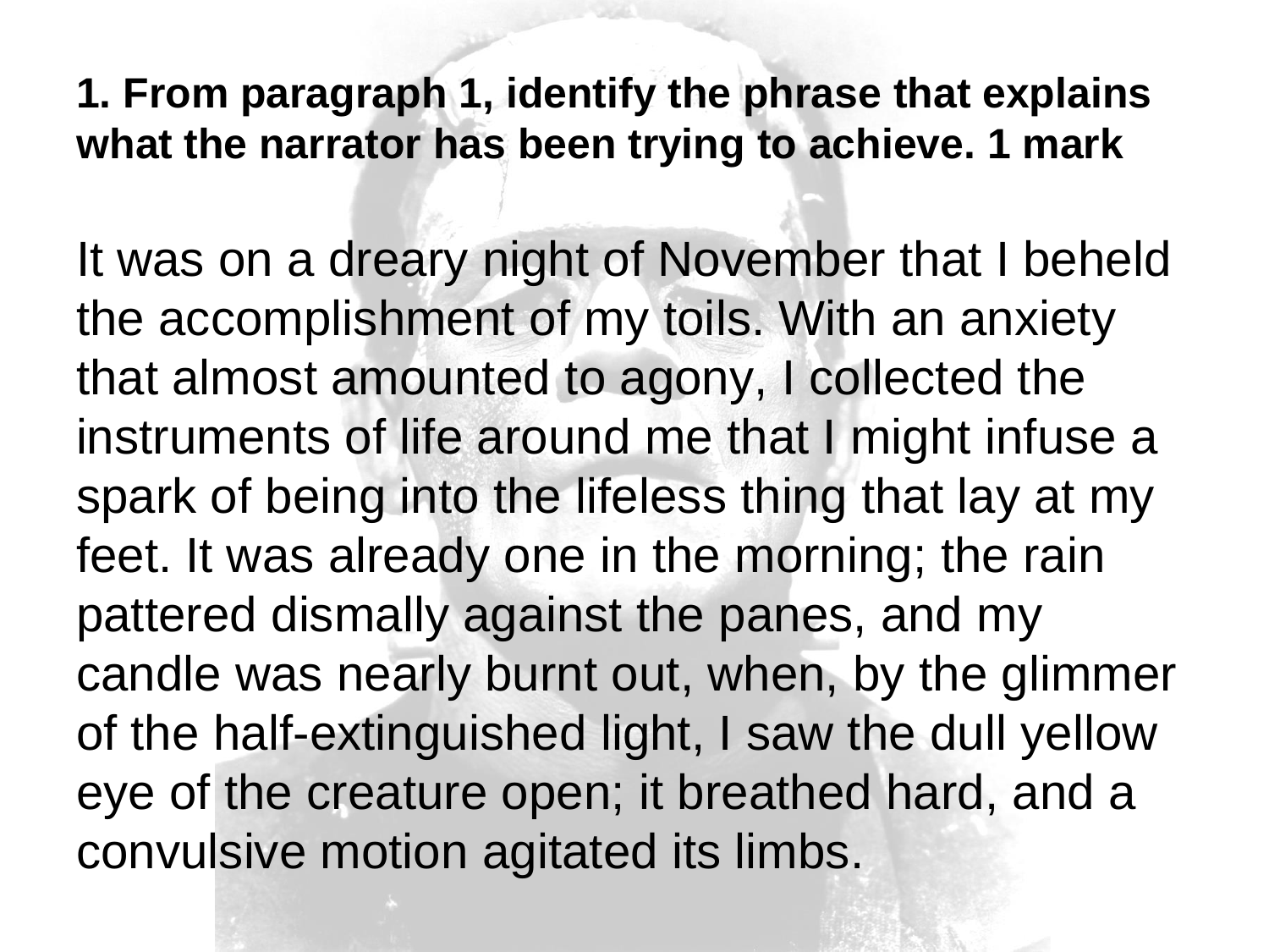**1. From paragraph 1, identify the phrase that explains what the narrator has been trying to achieve. 1 mark**

It was on a dreary night of November that I beheld the accomplishment of my toils. With an anxiety that almost amounted to agony, I collected the instruments of life around me that I might infuse a spark of being into the lifeless thing that lay at my feet. It was already one in the morning; the rain pattered dismally against the panes, and my candle was nearly burnt out, when, by the glimmer of the half-extinguished light, I saw the dull yellow eye of the creature open; it breathed hard, and a convulsive motion agitated its limbs.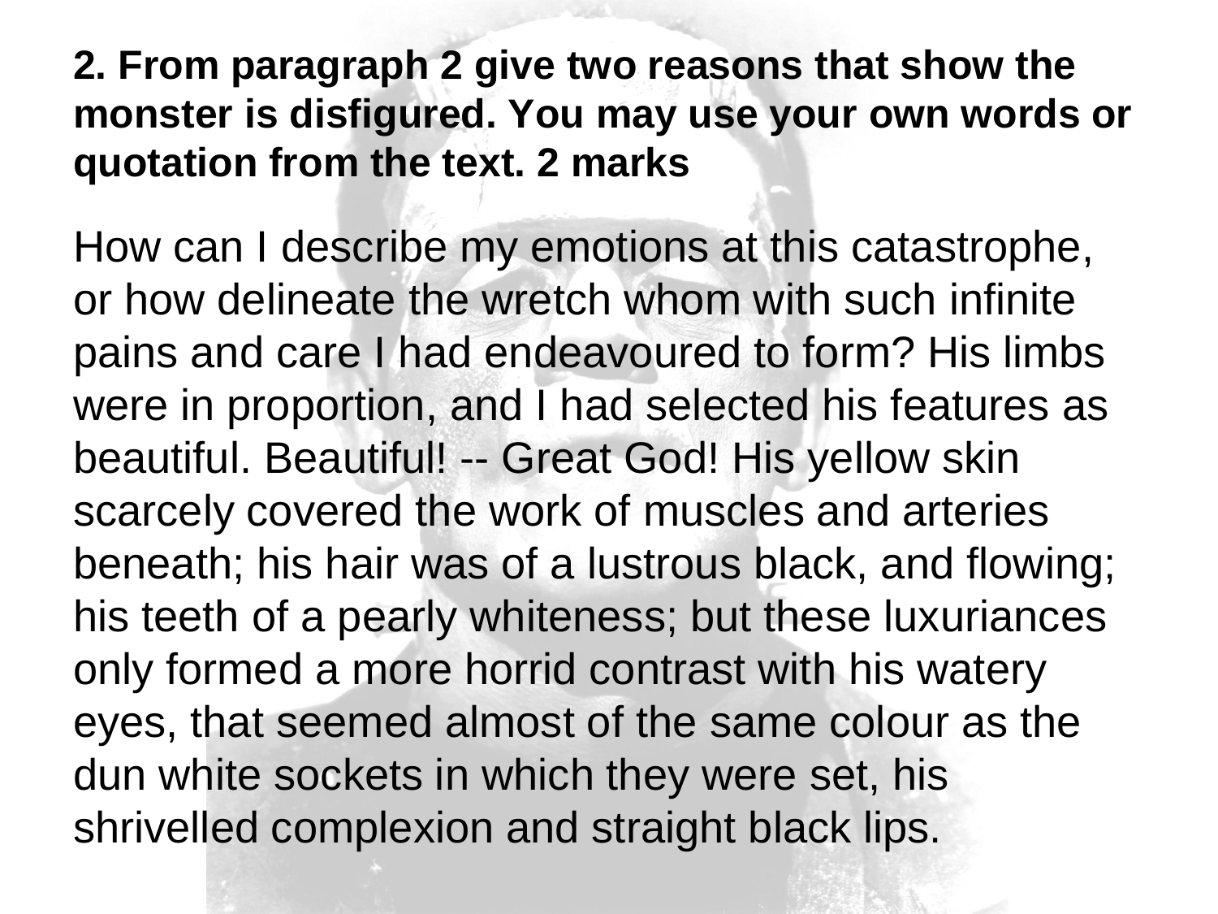**2. From paragraph 2 give two reasons that show the monster is disfigured. You may use your own words or quotation from the text. 2 marks**

How can I describe my emotions at this catastrophe, or how delineate the wretch whom with such infinite pains and care I had endeavoured to form? His limbs were in proportion, and I had selected his features as beautiful. Beautiful! -- Great God! His yellow skin scarcely covered the work of muscles and arteries beneath; his hair was of a lustrous black, and flowing; his teeth of a pearly whiteness; but these luxuriances only formed a more horrid contrast with his watery eyes, that seemed almost of the same colour as the dun white sockets in which they were set, his shrivelled complexion and straight black lips.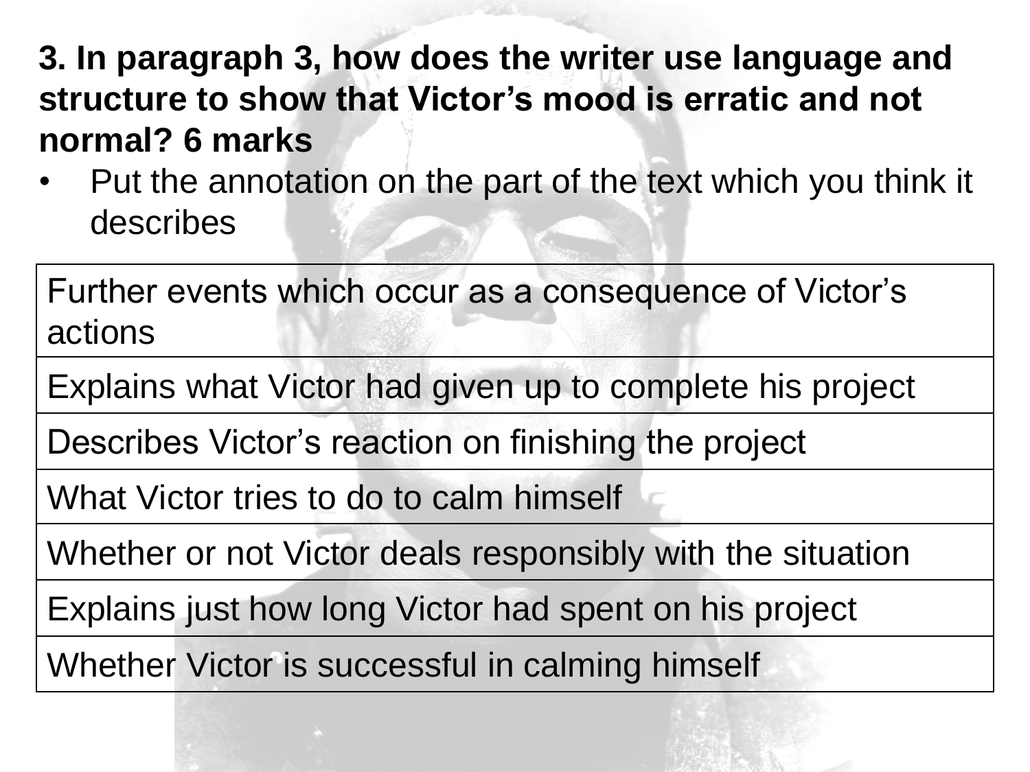**3. In paragraph 3, how does the writer use language and structure to show that Victor's mood is erratic and not normal? 6 marks**

- Put the annotation on the part of the text which you think it describes

| Further events which occur as a consequence of Victor's actions |
|---|
| Explains what Victor had given up to complete his project |
| Describes Victor's reaction on finishing the project |
| What Victor tries to do to calm himself |
| Whether or not Victor deals responsibly with the situation |
| Explains just how long Victor had spent on his project |
| Whether Victor is successful in calming himself |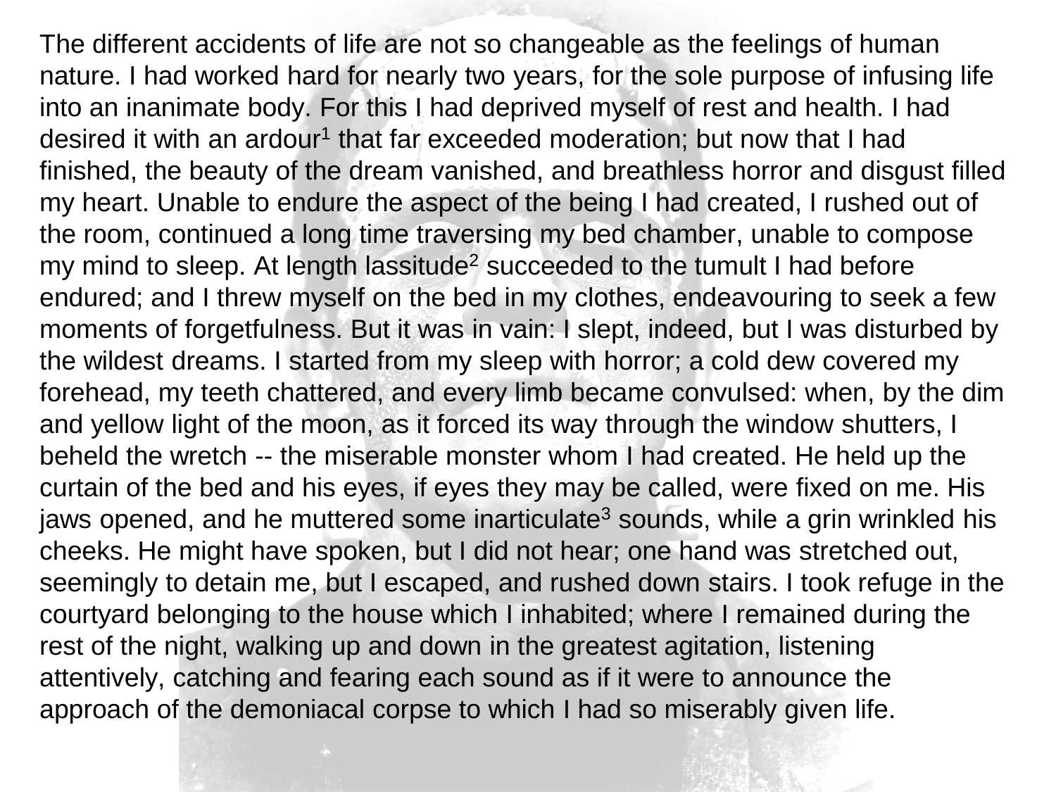The different accidents of life are not so changeable as the feelings of human nature. I had worked hard for nearly two years, for the sole purpose of infusing life into an inanimate body. For this I had deprived myself of rest and health. I had desired it with an ardour[1] that far exceeded moderation; but now that I had finished, the beauty of the dream vanished, and breathless horror and disgust filled my heart. Unable to endure the aspect of the being I had created, I rushed out of the room, continued a long time traversing my bed chamber, unable to compose my mind to sleep. At length lassitude[2] succeeded to the tumult I had before endured; and I threw myself on the bed in my clothes, endeavouring to seek a few moments of forgetfulness. But it was in vain: I slept, indeed, but I was disturbed by the wildest dreams. I started from my sleep with horror; a cold dew covered my forehead, my teeth chattered, and every limb became convulsed: when, by the dim and yellow light of the moon, as it forced its way through the window shutters, I beheld the wretch -- the miserable monster whom I had created. He held up the curtain of the bed and his eyes, if eyes they may be called, were fixed on me. His jaws opened, and he muttered some inarticulate[3] sounds, while a grin wrinkled his cheeks. He might have spoken, but I did not hear; one hand was stretched out, seemingly to detain me, but I escaped, and rushed down stairs. I took refuge in the courtyard belonging to the house which I inhabited; where I remained during the rest of the night, walking up and down in the greatest agitation, listening attentively, catching and fearing each sound as if it were to announce the approach of the demoniacal corpse to which I had so miserably given life.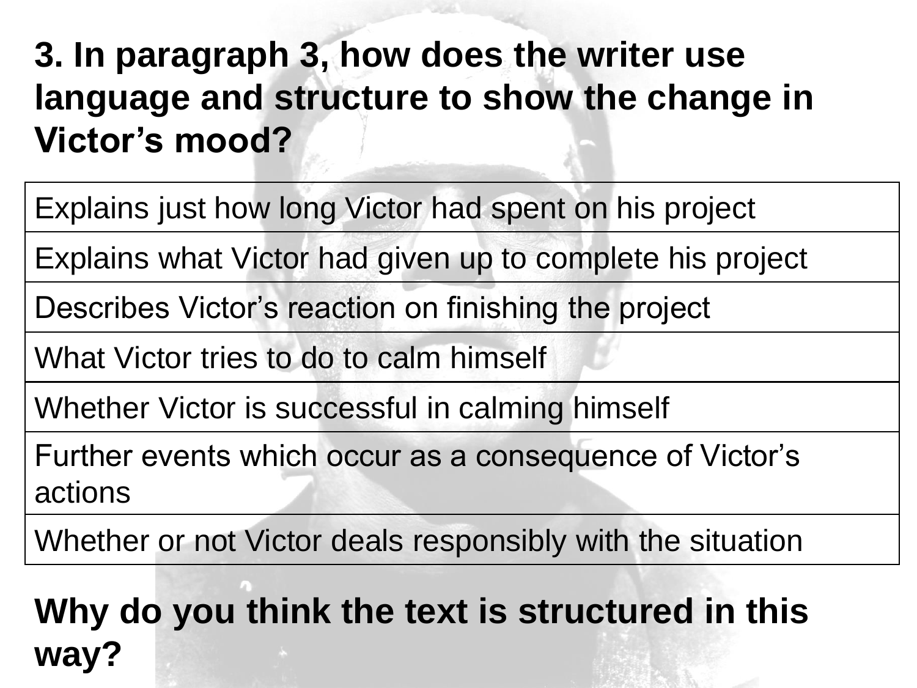**3. In paragraph 3, how does the writer use language and structure to show the change in Victor's mood?**

| Explains just how long Victor had spent on his project |
| --- |
| Explains what Victor had given up to complete his project |
| Describes Victor's reaction on finishing the project |
| What Victor tries to do to calm himself |
| Whether Victor is successful in calming himself |
| Further events which occur as a consequence of Victor's actions |
| Whether or not Victor deals responsibly with the situation |

**Why do you think the text is structured in this way?**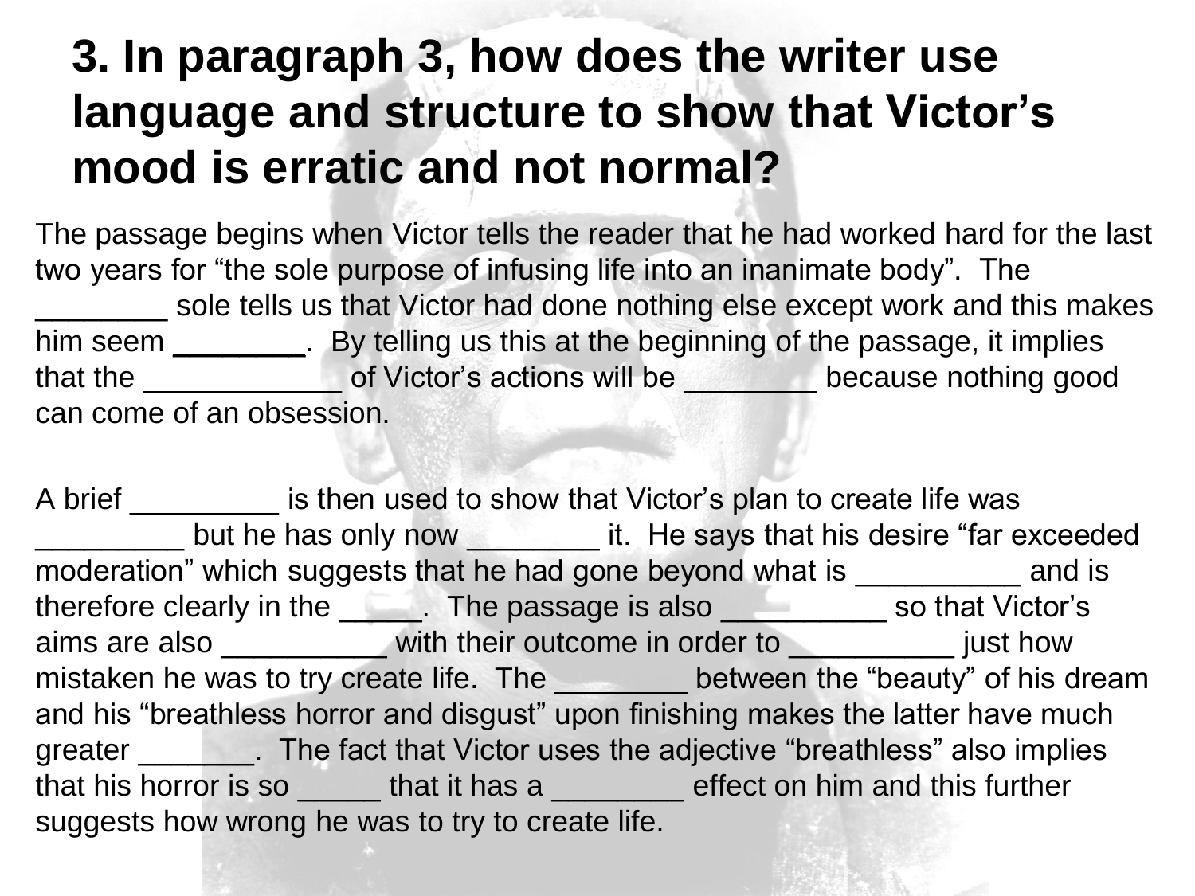# 3. In paragraph 3, how does the writer use language and structure to show that Victor's mood is erratic and not normal?

The passage begins when Victor tells the reader that he had worked hard for the last two years for "the sole purpose of infusing life into an inanimate body". The ________ sole tells us that Victor had done nothing else except work and this makes him seem ________. By telling us this at the beginning of the passage, it implies that the ____________ of Victor's actions will be ________ because nothing good can come of an obsession.

A brief _________ is then used to show that Victor's plan to create life was _________ but he has only now ________ it. He says that his desire "far exceeded moderation" which suggests that he had gone beyond what is __________ and is therefore clearly in the _____. The passage is also __________ so that Victor's aims are also __________ with their outcome in order to __________ just how mistaken he was to try create life. The ________ between the "beauty" of his dream and his "breathless horror and disgust" upon finishing makes the latter have much greater _______. The fact that Victor uses the adjective "breathless" also implies that his horror is so _____ that it has a ________ effect on him and this further suggests how wrong he was to try to create life.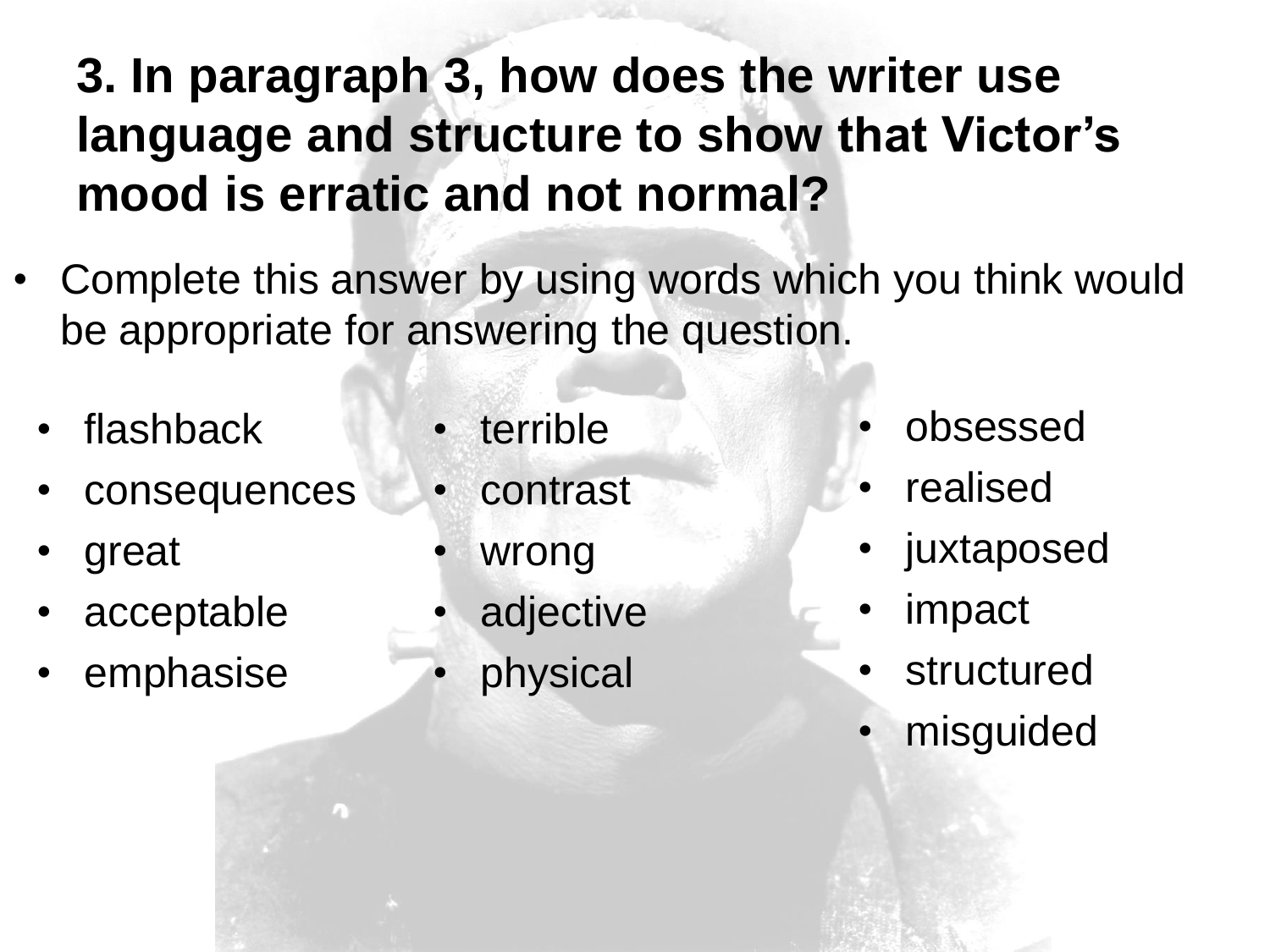# 3. In paragraph 3, how does the writer use language and structure to show that Victor's mood is erratic and not normal?

- Complete this answer by using words which you think would be appropriate for answering the question.

- flashback
- consequences
- great
- acceptable
- emphasise

- terrible
- contrast
- wrong
- adjective
- physical

- obsessed
- realised
- juxtaposed
- impact
- structured
- misguided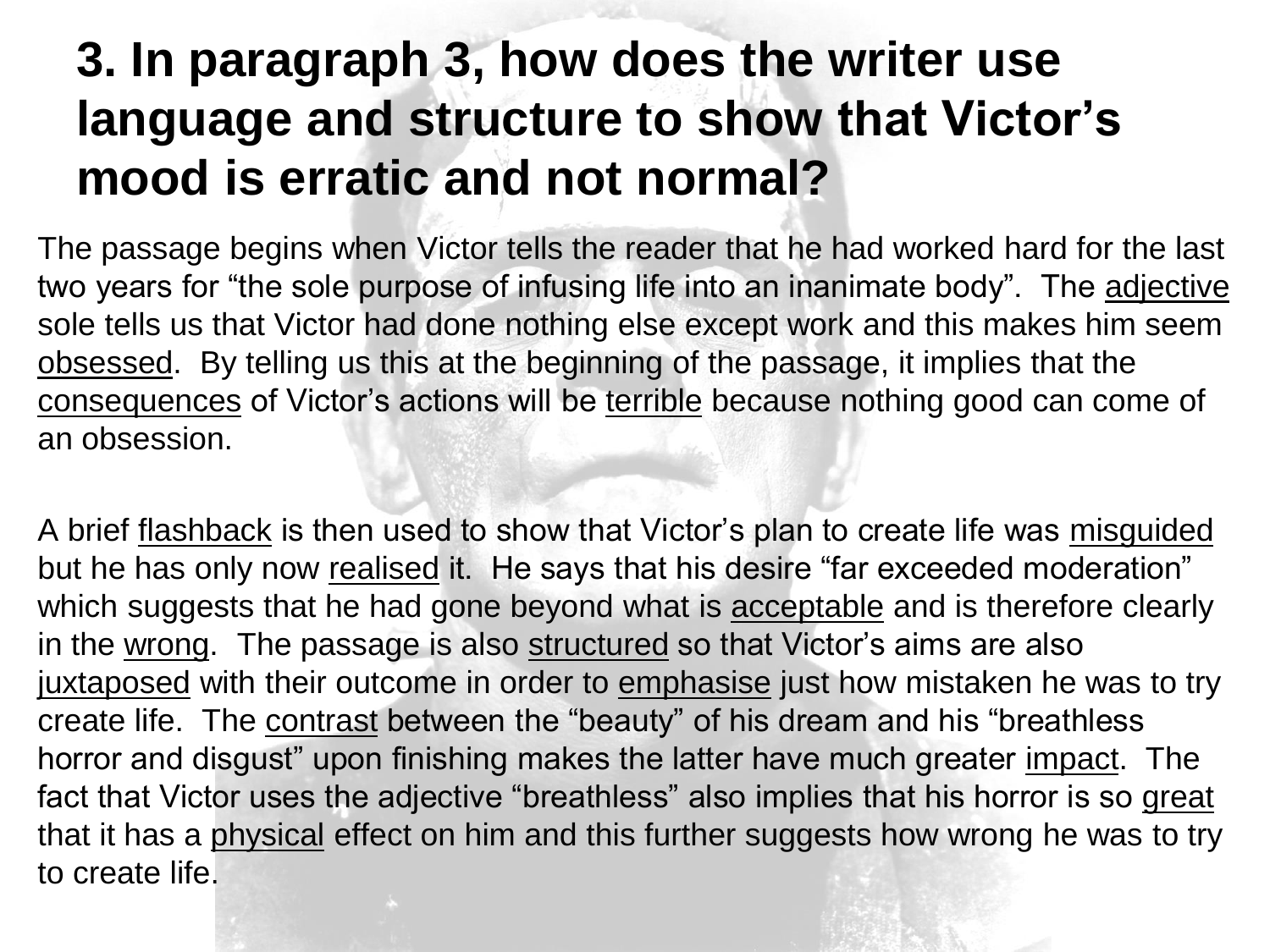# 3. In paragraph 3, how does the writer use language and structure to show that Victor's mood is erratic and not normal?

The passage begins when Victor tells the reader that he had worked hard for the last two years for "the sole purpose of infusing life into an inanimate body". The <u>adjective</u> sole tells us that Victor had done nothing else except work and this makes him seem <u>obsessed</u>. By telling us this at the beginning of the passage, it implies that the <u>consequences</u> of Victor's actions will be <u>terrible</u> because nothing good can come of an obsession.

A brief <u>flashback</u> is then used to show that Victor's plan to create life was <u>misguided</u> but he has only now <u>realised</u> it. He says that his desire "far exceeded moderation" which suggests that he had gone beyond what is <u>acceptable</u> and is therefore clearly in the <u>wrong</u>. The passage is also <u>structured</u> so that Victor's aims are also <u>juxtaposed</u> with their outcome in order to <u>emphasise</u> just how mistaken he was to try create life. The <u>contrast</u> between the "beauty" of his dream and his "breathless horror and disgust" upon finishing makes the latter have much greater <u>impact</u>. The fact that Victor uses the adjective "breathless" also implies that his horror is so <u>great</u> that it has a <u>physical</u> effect on him and this further suggests how wrong he was to try to create life.